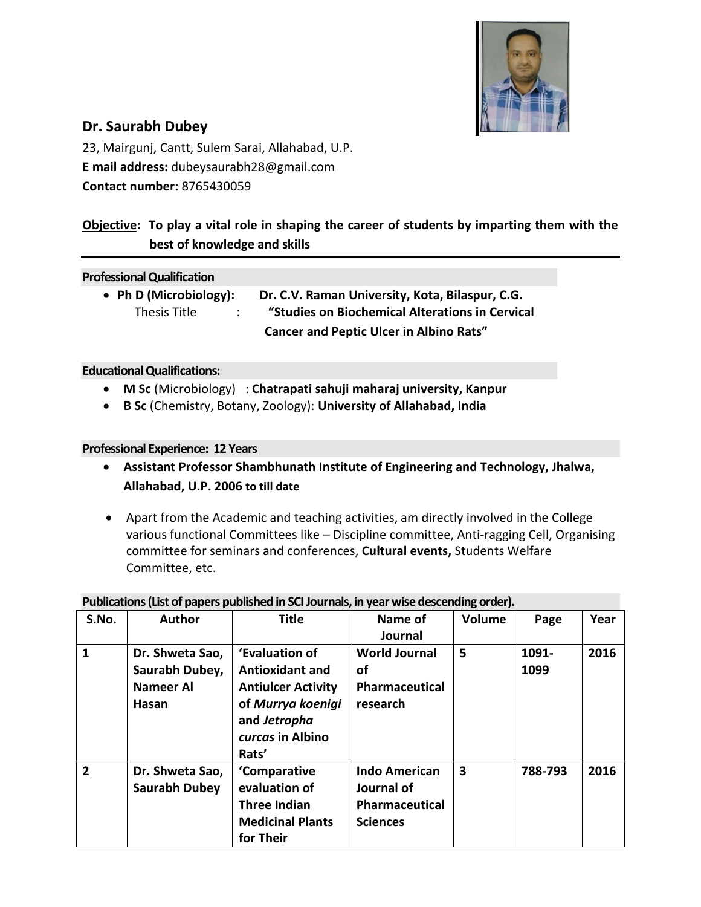## Dr. Saurabh Dubey

23, Mairgunj, Cantt, Sulem Sarai, Allahabad, U.P.
**E mail address:** dubeysaurabh28@gmail.com
**Contact number:** 8765430059

**Objective: To play a vital role in shaping the career of students by imparting them with the best of knowledge and skills**

### Professional Qualification

- **Ph D (Microbiology): Dr. C.V. Raman University, Kota, Bilaspur, C.G.**
  Thesis Title : **"Studies on Biochemical Alterations in Cervical Cancer and Peptic Ulcer in Albino Rats"**

### Educational Qualifications:

- **M Sc** (Microbiology) : **Chatrapati sahuji maharaj university, Kanpur**
- **B Sc** (Chemistry, Botany, Zoology): **University of Allahabad, India**

### Professional Experience: 12 Years

- **Assistant Professor Shambhunath Institute of Engineering and Technology, Jhalwa, Allahabad, U.P. 2006 to till date**
- Apart from the Academic and teaching activities, am directly involved in the College various functional Committees like – Discipline committee, Anti-ragging Cell, Organising committee for seminars and conferences, **Cultural events,** Students Welfare Committee, etc.

### Publications (List of papers published in SCI Journals, in year wise descending order).

| S.No. | Author | Title | Name of Journal | Volume | Page | Year |
|---|---|---|---|---|---|---|
| **1** | **Dr. Shweta Sao, Saurabh Dubey, Nameer Al Hasan** | **'Evaluation of Antioxidant and Antiulcer Activity of *Murrya koenigi* and *Jetropha curcas* in Albino Rats'** | **World Journal of Pharmaceutical research** | **5** | **1091-1099** | **2016** |
| **2** | **Dr. Shweta Sao, Saurabh Dubey** | **'Comparative evaluation of Three Indian Medicinal Plants for Their** | **Indo American Journal of Pharmaceutical Sciences** | **3** | **788-793** | **2016** |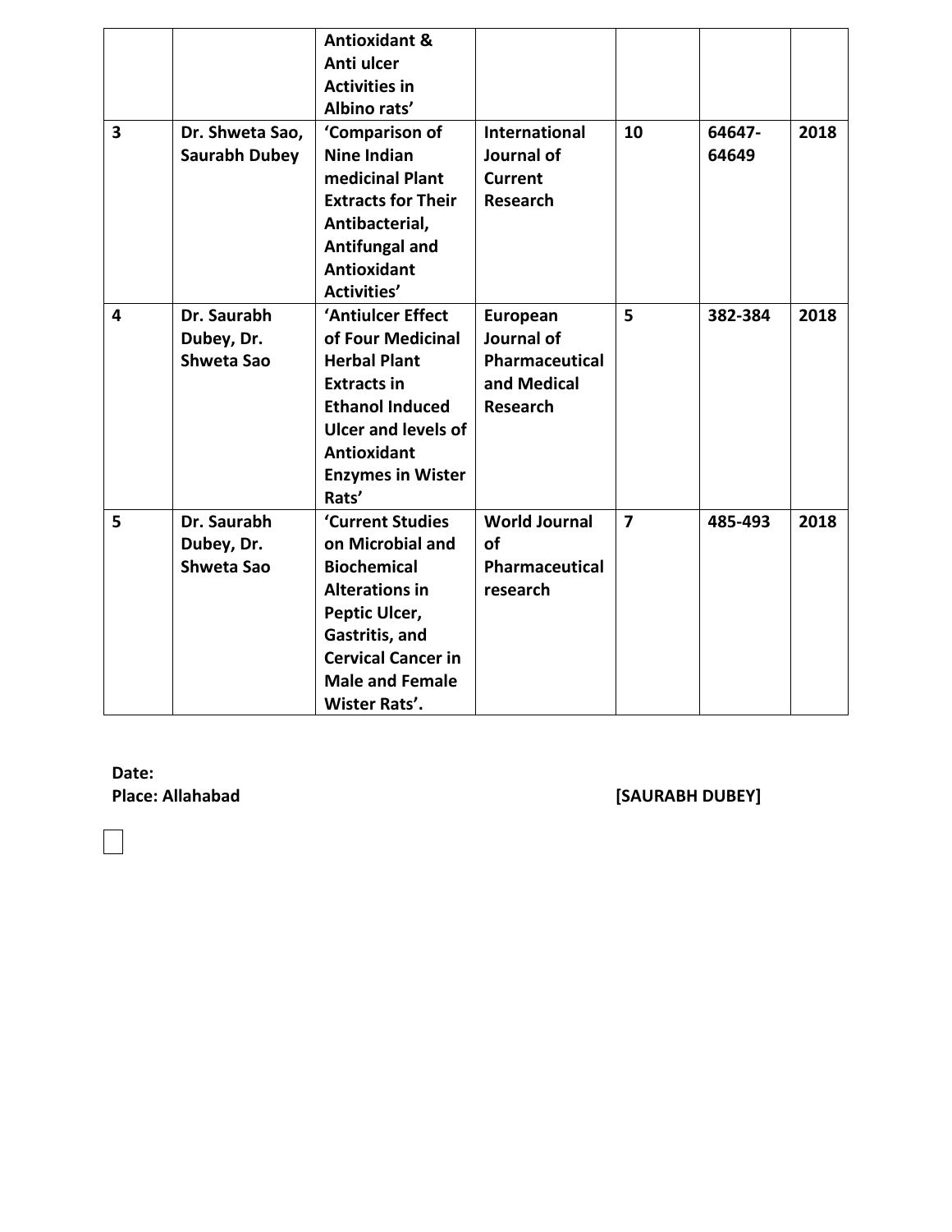| | | | | | | |
|---|---|---|---|---|---|---|
| | | **Antioxidant & Anti ulcer Activities in Albino rats'** | | | | |
| **3** | **Dr. Shweta Sao, Saurabh Dubey** | **'Comparison of Nine Indian medicinal Plant Extracts for Their Antibacterial, Antifungal and Antioxidant Activities'** | **International Journal of Current Research** | **10** | **64647-64649** | **2018** |
| **4** | **Dr. Saurabh Dubey, Dr. Shweta Sao** | **'Antiulcer Effect of Four Medicinal Herbal Plant Extracts in Ethanol Induced Ulcer and levels of Antioxidant Enzymes in Wister Rats'** | **European Journal of Pharmaceutical and Medical Research** | **5** | **382-384** | **2018** |
| **5** | **Dr. Saurabh Dubey, Dr. Shweta Sao** | **'Current Studies on Microbial and Biochemical Alterations in Peptic Ulcer, Gastritis, and Cervical Cancer in Male and Female Wister Rats'.** | **World Journal of Pharmaceutical research** | **7** | **485-493** | **2018** |

**Date:**

**Place: Allahabad** **[SAURABH DUBEY]**